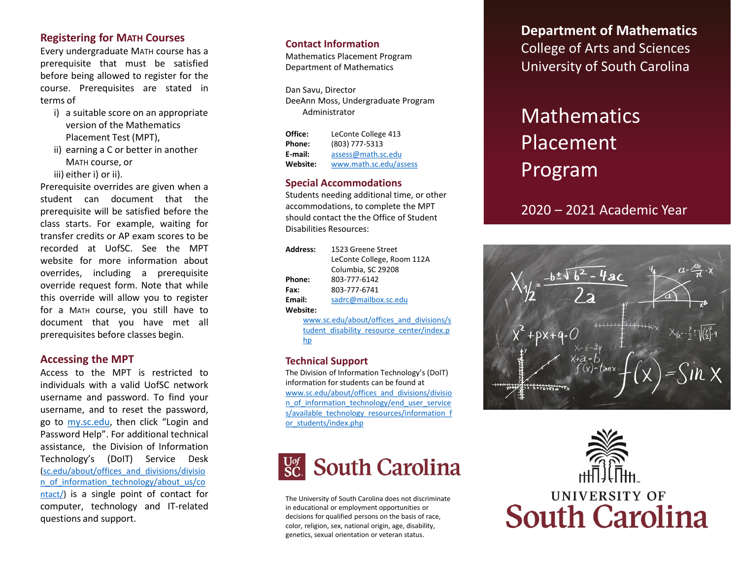## Registering for MATH Courses

Every undergraduate MATH course has a prerequisite that must be satisfied before being allowed to register for the course. Prerequisites are stated in terms of

i) a suitable score on an appropriate version of the Mathematics Placement Test (MPT),
ii) earning a C or better in another MATH course, or
iii) either i) or ii).

Prerequisite overrides are given when a student can document that the prerequisite will be satisfied before the class starts. For example, waiting for transfer credits or AP exam scores to be recorded at UofSC. See the MPT website for more information about overrides, including a prerequisite override request form. Note that while this override will allow you to register for a MATH course, you still have to document that you have met all prerequisites before classes begin.

## Accessing the MPT

Access to the MPT is restricted to individuals with a valid UofSC network username and password. To find your username, and to reset the password, go to my.sc.edu, then click "Login and Password Help". For additional technical assistance, the Division of Information Technology's (DoIT) Service Desk (sc.edu/about/offices_and_divisions/division_of_information_technology/about_us/contact/) is a single point of contact for computer, technology and IT-related questions and support.

## Contact Information

Mathematics Placement Program
Department of Mathematics

Dan Savu, Director
DeeAnn Moss, Undergraduate Program Administrator

**Office:** LeConte College 413
**Phone:** (803) 777-5313
**E-mail:** assess@math.sc.edu
**Website:** www.math.sc.edu/assess

## Special Accommodations

Students needing additional time, or other accommodations, to complete the MPT should contact the the Office of Student Disabilities Resources:

**Address:** 1523 Greene Street
LeConte College, Room 112A
Columbia, SC 29208
**Phone:** 803-777-6142
**Fax:** 803-777-6741
**Email:** sadrc@mailbox.sc.edu
**Website:**
www.sc.edu/about/offices_and_divisions/student_disability_resource_center/index.php

## Technical Support

The Division of Information Technology's (DoIT) information for students can be found at www.sc.edu/about/offices_and_divisions/division_of_information_technology/end_user_services/available_technology_resources/information_for_students/index.php

UofSC South Carolina

The University of South Carolina does not discriminate in educational or employment opportunities or decisions for qualified persons on the basis of race, color, religion, sex, national origin, age, disability, genetics, sexual orientation or veteran status.

**Department of Mathematics**
College of Arts and Sciences
University of South Carolina

# Mathematics Placement Program

2020 – 2021 Academic Year

UNIVERSITY OF South Carolina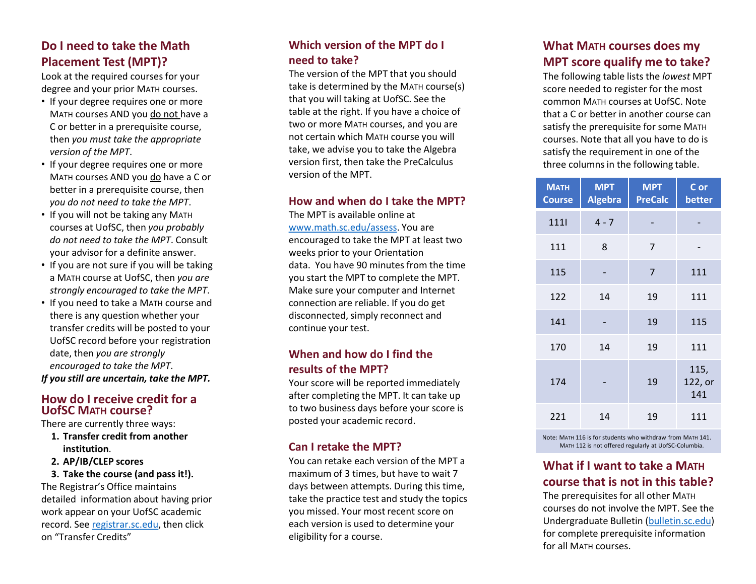## Do I need to take the Math Placement Test (MPT)?

Look at the required courses for your degree and your prior MATH courses.

- If your degree requires one or more MATH courses AND you do not have a C or better in a prerequisite course, then *you must take the appropriate version of the MPT*.
- If your degree requires one or more MATH courses AND you do have a C or better in a prerequisite course, then *you do not need to take the MPT*.
- If you will not be taking any MATH courses at UofSC, then *you probably do not need to take the MPT*. Consult your advisor for a definite answer.
- If you are not sure if you will be taking a MATH course at UofSC, then *you are strongly encouraged to take the MPT*.
- If you need to take a MATH course and there is any question whether your transfer credits will be posted to your UofSC record before your registration date, then *you are strongly encouraged to take the MPT*.

***If you still are uncertain, take the MPT.***

## How do I receive credit for a UofSC MATH course?

There are currently three ways:

1. **Transfer credit from another institution**.
2. **AP/IB/CLEP scores**
3. **Take the course (and pass it!).**

The Registrar's Office maintains detailed information about having prior work appear on your UofSC academic record. See registrar.sc.edu, then click on "Transfer Credits"

## Which version of the MPT do I need to take?

The version of the MPT that you should take is determined by the MATH course(s) that you will taking at UofSC. See the table at the right. If you have a choice of two or more MATH courses, and you are not certain which MATH course you will take, we advise you to take the Algebra version first, then take the PreCalculus version of the MPT.

## How and when do I take the MPT?

The MPT is available online at www.math.sc.edu/assess. You are encouraged to take the MPT at least two weeks prior to your Orientation data. You have 90 minutes from the time you start the MPT to complete the MPT. Make sure your computer and Internet connection are reliable. If you do get disconnected, simply reconnect and continue your test.

## When and how do I find the results of the MPT?

Your score will be reported immediately after completing the MPT. It can take up to two business days before your score is posted your academic record.

## Can I retake the MPT?

You can retake each version of the MPT a maximum of 3 times, but have to wait 7 days between attempts. During this time, take the practice test and study the topics you missed. Your most recent score on each version is used to determine your eligibility for a course.

## What MATH courses does my MPT score qualify me to take?

The following table lists the *lowest* MPT score needed to register for the most common MATH courses at UofSC. Note that a C or better in another course can satisfy the prerequisite for some MATH courses. Note that all you have to do is satisfy the requirement in one of the three columns in the following table.

| MATH Course | MPT Algebra | MPT PreCalc | C or better |
|---|---|---|---|
| 111I | 4 - 7 | - | - |
| 111 | 8 | 7 | - |
| 115 | - | 7 | 111 |
| 122 | 14 | 19 | 111 |
| 141 | - | 19 | 115 |
| 170 | 14 | 19 | 111 |
| 174 | - | 19 | 115, 122, or 141 |
| 221 | 14 | 19 | 111 |

Note: MATH 116 is for students who withdraw from MATH 141.
MATH 112 is not offered regularly at UofSC-Columbia.

## What if I want to take a MATH course that is not in this table?

The prerequisites for all other MATH courses do not involve the MPT. See the Undergraduate Bulletin (bulletin.sc.edu) for complete prerequisite information for all MATH courses.